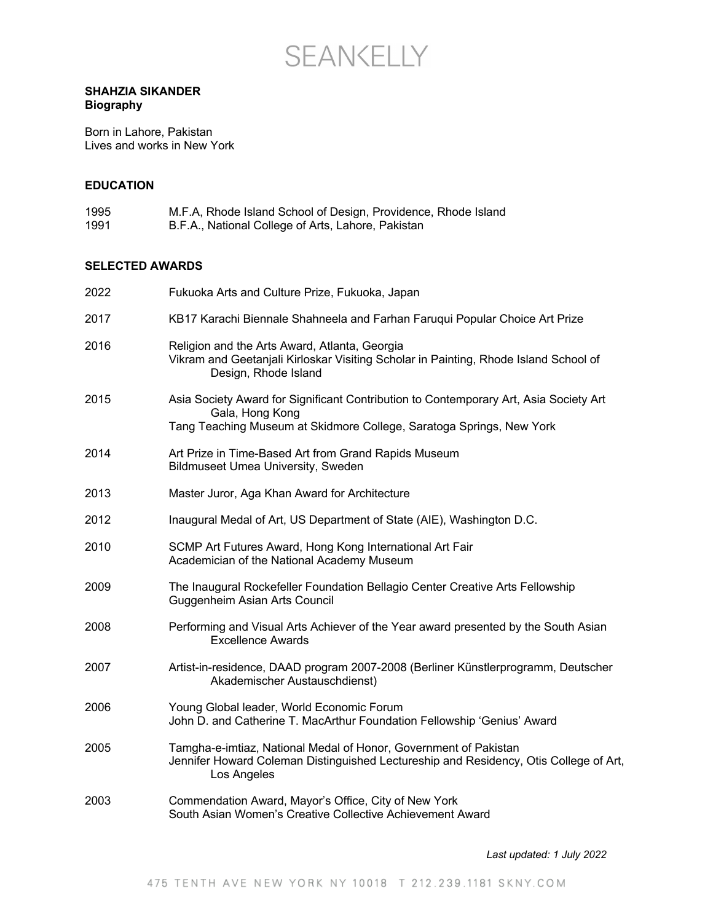# SEANKELLY

**SHAHZIA SIKANDER**
**Biography**

Born in Lahore, Pakistan
Lives and works in New York

## EDUCATION

1995 M.F.A, Rhode Island School of Design, Providence, Rhode Island
1991 B.F.A., National College of Arts, Lahore, Pakistan

## SELECTED AWARDS

2022 Fukuoka Arts and Culture Prize, Fukuoka, Japan

2017 KB17 Karachi Biennale Shahneela and Farhan Faruqui Popular Choice Art Prize

2016 Religion and the Arts Award, Atlanta, Georgia
Vikram and Geetanjali Kirloskar Visiting Scholar in Painting, Rhode Island School of Design, Rhode Island

2015 Asia Society Award for Significant Contribution to Contemporary Art, Asia Society Art Gala, Hong Kong
Tang Teaching Museum at Skidmore College, Saratoga Springs, New York

2014 Art Prize in Time-Based Art from Grand Rapids Museum
Bildmuseet Umea University, Sweden

2013 Master Juror, Aga Khan Award for Architecture

2012 Inaugural Medal of Art, US Department of State (AIE), Washington D.C.

2010 SCMP Art Futures Award, Hong Kong International Art Fair
Academician of the National Academy Museum

2009 The Inaugural Rockefeller Foundation Bellagio Center Creative Arts Fellowship
Guggenheim Asian Arts Council

2008 Performing and Visual Arts Achiever of the Year award presented by the South Asian Excellence Awards

2007 Artist-in-residence, DAAD program 2007-2008 (Berliner Künstlerprogramm, Deutscher Akademischer Austauschdienst)

2006 Young Global leader, World Economic Forum
John D. and Catherine T. MacArthur Foundation Fellowship 'Genius' Award

2005 Tamgha-e-imtiaz, National Medal of Honor, Government of Pakistan
Jennifer Howard Coleman Distinguished Lectureship and Residency, Otis College of Art, Los Angeles

2003 Commendation Award, Mayor's Office, City of New York
South Asian Women's Creative Collective Achievement Award

*Last updated: 1 July 2022*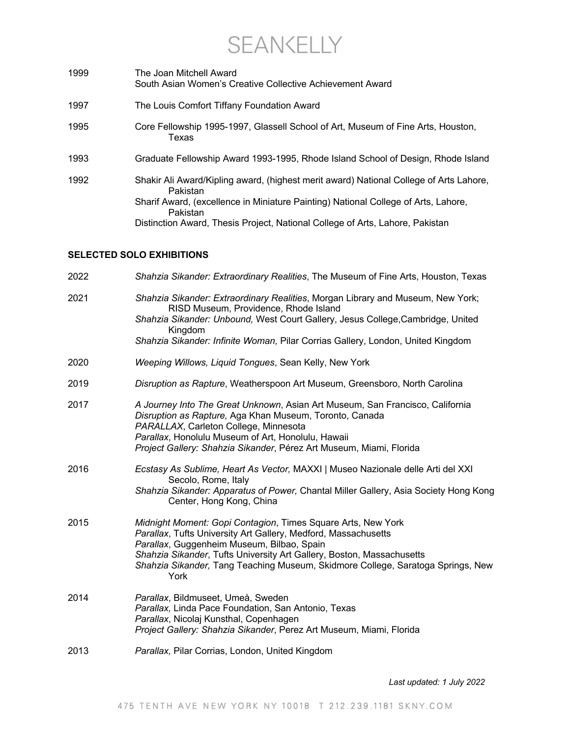1999 The Joan Mitchell Award
South Asian Women's Creative Collective Achievement Award

1997 The Louis Comfort Tiffany Foundation Award

1995 Core Fellowship 1995-1997, Glassell School of Art, Museum of Fine Arts, Houston, Texas

1993 Graduate Fellowship Award 1993-1995, Rhode Island School of Design, Rhode Island

1992 Shakir Ali Award/Kipling award, (highest merit award) National College of Arts Lahore, Pakistan
Sharif Award, (excellence in Miniature Painting) National College of Arts, Lahore, Pakistan
Distinction Award, Thesis Project, National College of Arts, Lahore, Pakistan

## SELECTED SOLO EXHIBITIONS

2022 *Shahzia Sikander: Extraordinary Realities*, The Museum of Fine Arts, Houston, Texas

2021 *Shahzia Sikander: Extraordinary Realities*, Morgan Library and Museum, New York; RISD Museum, Providence, Rhode Island
*Shahzia Sikander: Unbound,* West Court Gallery, Jesus College,Cambridge, United Kingdom
*Shahzia Sikander: Infinite Woman,* Pilar Corrias Gallery, London, United Kingdom

2020 *Weeping Willows, Liquid Tongues*, Sean Kelly, New York

2019 *Disruption as Rapture*, Weatherspoon Art Museum, Greensboro, North Carolina

2017 *A Journey Into The Great Unknown*, Asian Art Museum, San Francisco, California
*Disruption as Rapture,* Aga Khan Museum, Toronto, Canada
*PARALLAX*, Carleton College, Minnesota
*Parallax*, Honolulu Museum of Art, Honolulu, Hawaii
*Project Gallery: Shahzia Sikander*, Pérez Art Museum, Miami, Florida

2016 *Ecstasy As Sublime, Heart As Vector,* MAXXI | Museo Nazionale delle Arti del XXI Secolo, Rome, Italy
*Shahzia Sikander: Apparatus of Power,* Chantal Miller Gallery, Asia Society Hong Kong Center, Hong Kong, China

2015 *Midnight Moment: Gopi Contagion*, Times Square Arts, New York
*Parallax*, Tufts University Art Gallery, Medford, Massachusetts
*Parallax*, Guggenheim Museum, Bilbao, Spain
*Shahzia Sikander*, Tufts University Art Gallery, Boston, Massachusetts
*Shahzia Sikander,* Tang Teaching Museum, Skidmore College, Saratoga Springs, New York

2014 *Parallax*, Bildmuseet, Umeå, Sweden
*Parallax,* Linda Pace Foundation, San Antonio, Texas
*Parallax*, Nicolaj Kunsthal, Copenhagen
*Project Gallery: Shahzia Sikander*, Perez Art Museum, Miami, Florida

2013 *Parallax,* Pilar Corrias, London, United Kingdom

*Last updated: 1 July 2022*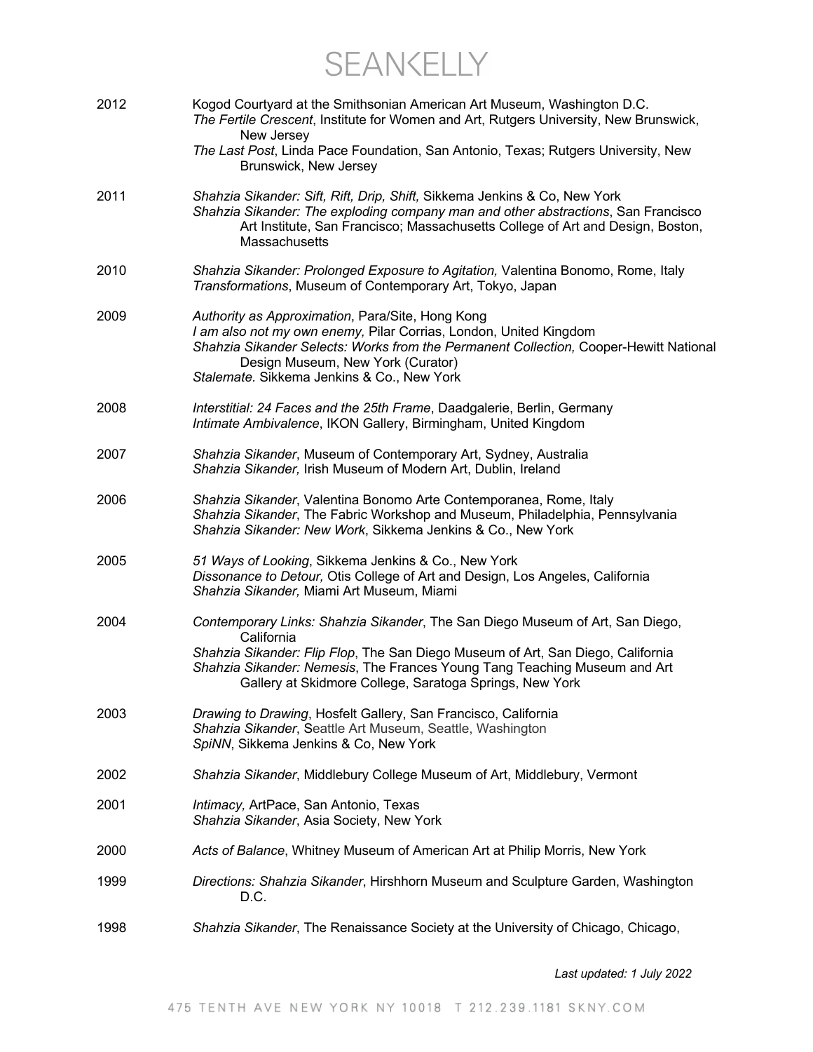2012 Kogod Courtyard at the Smithsonian American Art Museum, Washington D.C.
*The Fertile Crescent*, Institute for Women and Art, Rutgers University, New Brunswick, New Jersey
*The Last Post*, Linda Pace Foundation, San Antonio, Texas; Rutgers University, New Brunswick, New Jersey

2011 *Shahzia Sikander: Sift, Rift, Drip, Shift,* Sikkema Jenkins & Co, New York
*Shahzia Sikander: The exploding company man and other abstractions*, San Francisco Art Institute, San Francisco; Massachusetts College of Art and Design, Boston, Massachusetts

2010 *Shahzia Sikander: Prolonged Exposure to Agitation,* Valentina Bonomo, Rome, Italy
*Transformations*, Museum of Contemporary Art, Tokyo, Japan

2009 *Authority as Approximation*, Para/Site, Hong Kong
*I am also not my own enemy,* Pilar Corrias, London, United Kingdom
*Shahzia Sikander Selects: Works from the Permanent Collection,* Cooper-Hewitt National Design Museum, New York (Curator)
*Stalemate*. Sikkema Jenkins & Co., New York

2008 *Interstitial: 24 Faces and the 25th Frame*, Daadgalerie, Berlin, Germany
*Intimate Ambivalence*, IKON Gallery, Birmingham, United Kingdom

2007 *Shahzia Sikander*, Museum of Contemporary Art, Sydney, Australia
*Shahzia Sikander,* Irish Museum of Modern Art, Dublin, Ireland

2006 *Shahzia Sikander*, Valentina Bonomo Arte Contemporanea, Rome, Italy
*Shahzia Sikander*, The Fabric Workshop and Museum, Philadelphia, Pennsylvania
*Shahzia Sikander: New Work*, Sikkema Jenkins & Co., New York

2005 *51 Ways of Looking*, Sikkema Jenkins & Co., New York
*Dissonance to Detour,* Otis College of Art and Design, Los Angeles, California
*Shahzia Sikander,* Miami Art Museum, Miami

2004 *Contemporary Links: Shahzia Sikander*, The San Diego Museum of Art, San Diego, California
*Shahzia Sikander: Flip Flop*, The San Diego Museum of Art, San Diego, California
*Shahzia Sikander: Nemesis*, The Frances Young Tang Teaching Museum and Art Gallery at Skidmore College, Saratoga Springs, New York

2003 *Drawing to Drawing*, Hosfelt Gallery, San Francisco, California
*Shahzia Sikander*, Seattle Art Museum, Seattle, Washington
*SpiNN*, Sikkema Jenkins & Co, New York

2002 *Shahzia Sikander*, Middlebury College Museum of Art, Middlebury, Vermont

2001 *Intimacy,* ArtPace, San Antonio, Texas
*Shahzia Sikander*, Asia Society, New York

2000 *Acts of Balance*, Whitney Museum of American Art at Philip Morris, New York

1999 *Directions: Shahzia Sikander*, Hirshhorn Museum and Sculpture Garden, Washington D.C.

1998 *Shahzia Sikander*, The Renaissance Society at the University of Chicago, Chicago,

*Last updated: 1 July 2022*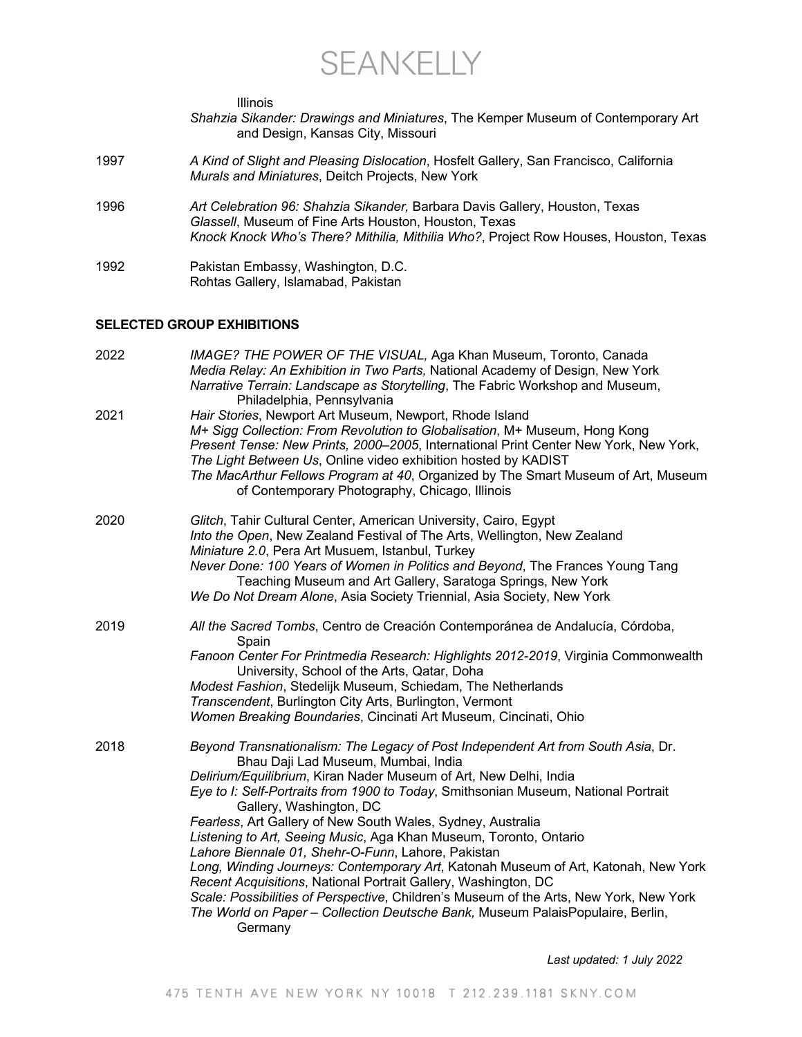Illinois
*Shahzia Sikander: Drawings and Miniatures*, The Kemper Museum of Contemporary Art and Design, Kansas City, Missouri

1997 *A Kind of Slight and Pleasing Dislocation*, Hosfelt Gallery, San Francisco, California
*Murals and Miniatures*, Deitch Projects, New York

1996 *Art Celebration 96: Shahzia Sikander,* Barbara Davis Gallery, Houston, Texas
*Glassell*, Museum of Fine Arts Houston, Houston, Texas
*Knock Knock Who's There? Mithilia, Mithilia Who?*, Project Row Houses, Houston, Texas

1992 Pakistan Embassy, Washington, D.C.
Rohtas Gallery, Islamabad, Pakistan

**SELECTED GROUP EXHIBITIONS**

2022 *IMAGE? THE POWER OF THE VISUAL,* Aga Khan Museum, Toronto, Canada
*Media Relay: An Exhibition in Two Parts,* National Academy of Design, New York
*Narrative Terrain: Landscape as Storytelling*, The Fabric Workshop and Museum, Philadelphia, Pennsylvania

2021 *Hair Stories*, Newport Art Museum, Newport, Rhode Island
*M+ Sigg Collection: From Revolution to Globalisation*, M+ Museum, Hong Kong
*Present Tense: New Prints, 2000–2005*, International Print Center New York, New York,
*The Light Between Us*, Online video exhibition hosted by KADIST
*The MacArthur Fellows Program at 40*, Organized by The Smart Museum of Art, Museum of Contemporary Photography, Chicago, Illinois

2020 *Glitch*, Tahir Cultural Center, American University, Cairo, Egypt
*Into the Open*, New Zealand Festival of The Arts, Wellington, New Zealand
*Miniature 2.0*, Pera Art Musuem, Istanbul, Turkey
*Never Done: 100 Years of Women in Politics and Beyond*, The Frances Young Tang Teaching Museum and Art Gallery, Saratoga Springs, New York
*We Do Not Dream Alone*, Asia Society Triennial, Asia Society, New York

2019 *All the Sacred Tombs*, Centro de Creación Contemporánea de Andalucía, Córdoba, Spain
*Fanoon Center For Printmedia Research: Highlights 2012-2019*, Virginia Commonwealth University, School of the Arts, Qatar, Doha
*Modest Fashion*, Stedelijk Museum, Schiedam, The Netherlands
*Transcendent*, Burlington City Arts, Burlington, Vermont
*Women Breaking Boundaries*, Cincinati Art Museum, Cincinati, Ohio

2018 *Beyond Transnationalism: The Legacy of Post Independent Art from South Asia*, Dr. Bhau Daji Lad Museum, Mumbai, India
*Delirium/Equilibrium*, Kiran Nader Museum of Art, New Delhi, India
*Eye to I: Self-Portraits from 1900 to Today*, Smithsonian Museum, National Portrait Gallery, Washington, DC
*Fearless*, Art Gallery of New South Wales, Sydney, Australia
*Listening to Art, Seeing Music*, Aga Khan Museum, Toronto, Ontario
*Lahore Biennale 01, Shehr-O-Funn*, Lahore, Pakistan
*Long, Winding Journeys: Contemporary Art*, Katonah Museum of Art, Katonah, New York
*Recent Acquisitions*, National Portrait Gallery, Washington, DC
*Scale: Possibilities of Perspective*, Children's Museum of the Arts, New York, New York
*The World on Paper – Collection Deutsche Bank,* Museum PalaisPopulaire, Berlin, Germany

*Last updated: 1 July 2022*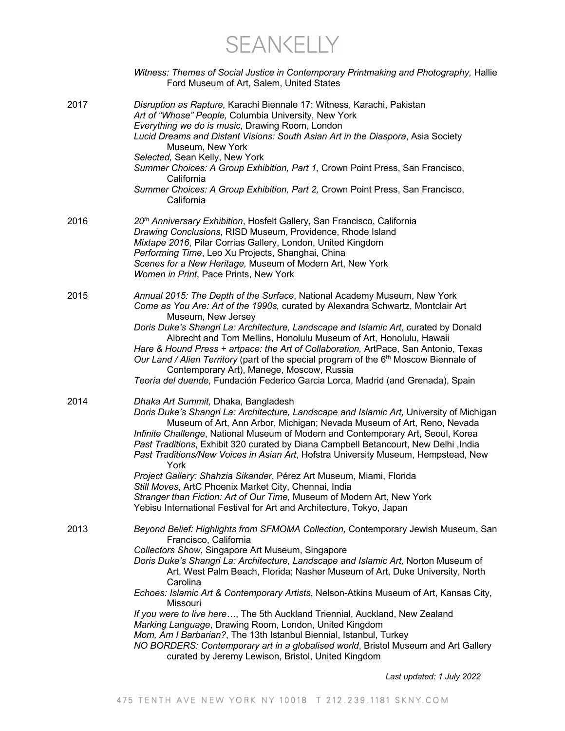*Witness: Themes of Social Justice in Contemporary Printmaking and Photography,* Hallie Ford Museum of Art, Salem, United States

2017
*Disruption as Rapture,* Karachi Biennale 17: Witness, Karachi, Pakistan
*Art of "Whose" People,* Columbia University, New York
*Everything we do is music*, Drawing Room, London
*Lucid Dreams and Distant Visions: South Asian Art in the Diaspora*, Asia Society Museum, New York
*Selected,* Sean Kelly, New York
*Summer Choices: A Group Exhibition, Part 1,* Crown Point Press, San Francisco, California
*Summer Choices: A Group Exhibition, Part 2,* Crown Point Press, San Francisco, California

2016
*20th Anniversary Exhibition*, Hosfelt Gallery, San Francisco, California
*Drawing Conclusions*, RISD Museum, Providence, Rhode Island
*Mixtape 2016*, Pilar Corrias Gallery, London, United Kingdom
*Performing Time*, Leo Xu Projects, Shanghai, China
*Scenes for a New Heritage,* Museum of Modern Art, New York
*Women in Print*, Pace Prints, New York

2015
*Annual 2015: The Depth of the Surface*, National Academy Museum, New York
*Come as You Are: Art of the 1990s,* curated by Alexandra Schwartz, Montclair Art Museum, New Jersey
*Doris Duke's Shangri La: Architecture, Landscape and Islamic Art,* curated by Donald Albrecht and Tom Mellins, Honolulu Museum of Art, Honolulu, Hawaii
*Hare & Hound Press + artpace: the Art of Collaboration,* ArtPace, San Antonio, Texas
*Our Land / Alien Territory* (part of the special program of the 6th Moscow Biennale of Contemporary Art), Manege, Moscow, Russia
*Teoría del duende,* Fundación Federico Garcia Lorca, Madrid (and Grenada), Spain

2014
*Dhaka Art Summit,* Dhaka, Bangladesh
*Doris Duke's Shangri La: Architecture, Landscape and Islamic Art,* University of Michigan Museum of Art, Ann Arbor, Michigan; Nevada Museum of Art, Reno, Nevada
*Infinite Challenge*, National Museum of Modern and Contemporary Art, Seoul, Korea
*Past Traditions*, Exhibit 320 curated by Diana Campbell Betancourt, New Delhi ,India
*Past Traditions/New Voices in Asian Art*, Hofstra University Museum, Hempstead, New York
*Project Gallery: Shahzia Sikander*, Pérez Art Museum, Miami, Florida
*Still Moves*, ArtC Phoenix Market City, Chennai, India
*Stranger than Fiction: Art of Our Time,* Museum of Modern Art, New York
Yebisu International Festival for Art and Architecture, Tokyo, Japan

2013
*Beyond Belief: Highlights from SFMOMA Collection,* Contemporary Jewish Museum, San Francisco, California
*Collectors Show*, Singapore Art Museum, Singapore
*Doris Duke's Shangri La: Architecture, Landscape and Islamic Art,* Norton Museum of Art, West Palm Beach, Florida; Nasher Museum of Art, Duke University, North Carolina
*Echoes: Islamic Art & Contemporary Artists*, Nelson-Atkins Museum of Art, Kansas City, Missouri
*If you were to live here…*, The 5th Auckland Triennial, Auckland, New Zealand
*Marking Language*, Drawing Room, London, United Kingdom
*Mom, Am I Barbarian?*, The 13th Istanbul Biennial, Istanbul, Turkey
*NO BORDERS: Contemporary art in a globalised world*, Bristol Museum and Art Gallery curated by Jeremy Lewison, Bristol, United Kingdom

*Last updated: 1 July 2022*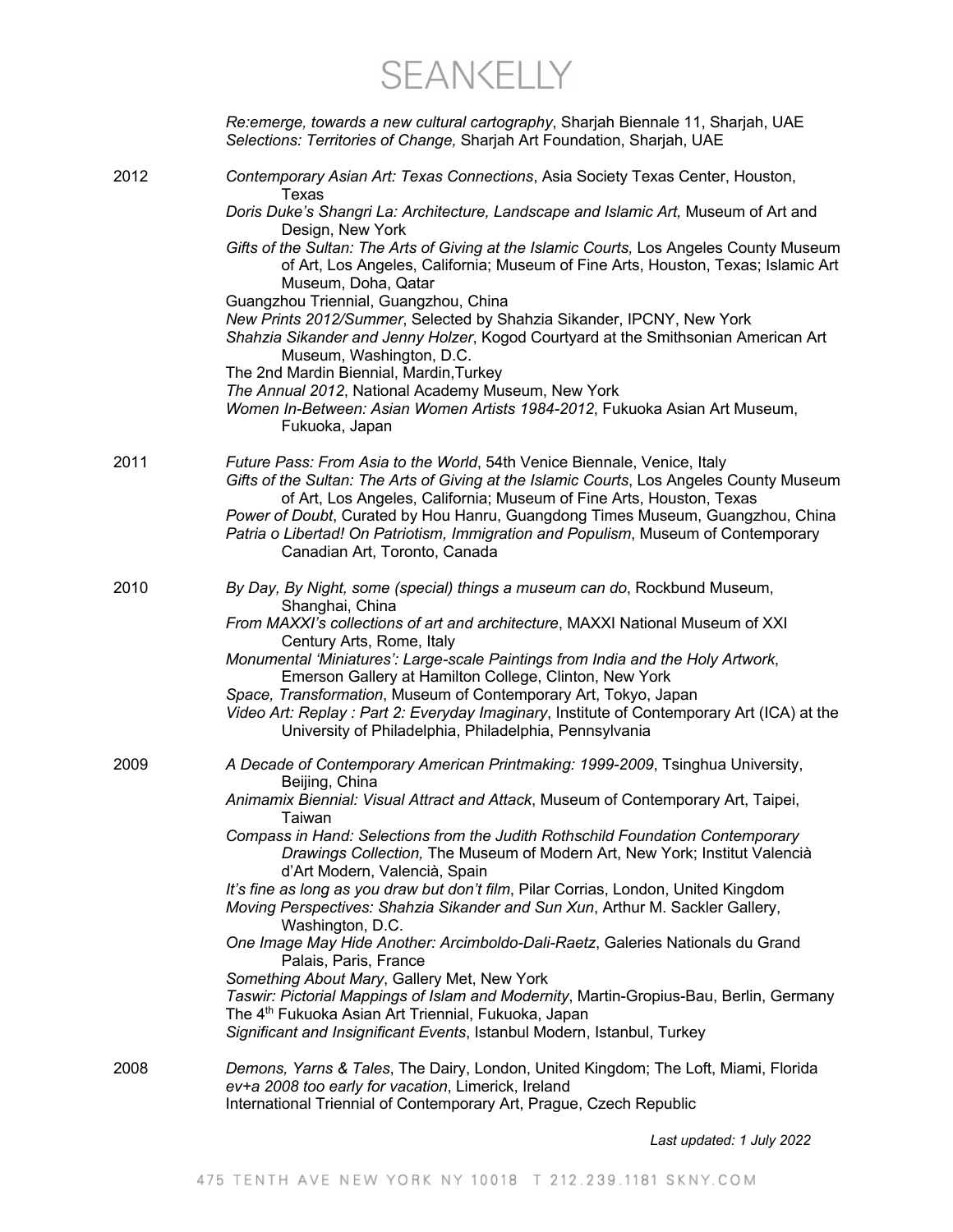*Re:emerge, towards a new cultural cartography*, Sharjah Biennale 11, Sharjah, UAE
*Selections: Territories of Change,* Sharjah Art Foundation, Sharjah, UAE

2012
*Contemporary Asian Art: Texas Connections*, Asia Society Texas Center, Houston, Texas
*Doris Duke's Shangri La: Architecture, Landscape and Islamic Art,* Museum of Art and Design, New York
*Gifts of the Sultan: The Arts of Giving at the Islamic Courts,* Los Angeles County Museum of Art, Los Angeles, California; Museum of Fine Arts, Houston, Texas; Islamic Art Museum, Doha, Qatar
Guangzhou Triennial, Guangzhou, China
*New Prints 2012/Summer*, Selected by Shahzia Sikander, IPCNY, New York
*Shahzia Sikander and Jenny Holzer*, Kogod Courtyard at the Smithsonian American Art Museum, Washington, D.C.
The 2nd Mardin Biennial, Mardin,Turkey
*The Annual 2012*, National Academy Museum, New York
*Women In-Between: Asian Women Artists 1984-2012*, Fukuoka Asian Art Museum, Fukuoka, Japan

2011
*Future Pass: From Asia to the World*, 54th Venice Biennale, Venice, Italy
*Gifts of the Sultan: The Arts of Giving at the Islamic Courts*, Los Angeles County Museum of Art, Los Angeles, California; Museum of Fine Arts, Houston, Texas
*Power of Doubt*, Curated by Hou Hanru, Guangdong Times Museum, Guangzhou, China
*Patria o Libertad! On Patriotism, Immigration and Populism*, Museum of Contemporary Canadian Art, Toronto, Canada

2010
*By Day, By Night, some (special) things a museum can do*, Rockbund Museum, Shanghai, China
*From MAXXI's collections of art and architecture*, MAXXI National Museum of XXI Century Arts, Rome, Italy
*Monumental 'Miniatures': Large-scale Paintings from India and the Holy Artwork*, Emerson Gallery at Hamilton College, Clinton, New York
*Space, Transformation*, Museum of Contemporary Art, Tokyo, Japan
*Video Art: Replay : Part 2: Everyday Imaginary*, Institute of Contemporary Art (ICA) at the University of Philadelphia, Philadelphia, Pennsylvania

2009
*A Decade of Contemporary American Printmaking: 1999-2009*, Tsinghua University, Beijing, China
*Animamix Biennial: Visual Attract and Attack*, Museum of Contemporary Art, Taipei, Taiwan
*Compass in Hand: Selections from the Judith Rothschild Foundation Contemporary Drawings Collection,* The Museum of Modern Art, New York; Institut Valencià d'Art Modern, Valencià, Spain
*It's fine as long as you draw but don't film*, Pilar Corrias, London, United Kingdom
*Moving Perspectives: Shahzia Sikander and Sun Xun*, Arthur M. Sackler Gallery, Washington, D.C.
*One Image May Hide Another: Arcimboldo-Dali-Raetz*, Galeries Nationals du Grand Palais, Paris, France
*Something About Mary*, Gallery Met, New York
*Taswir: Pictorial Mappings of Islam and Modernity*, Martin-Gropius-Bau, Berlin, Germany
The 4th Fukuoka Asian Art Triennial, Fukuoka, Japan
*Significant and Insignificant Events*, Istanbul Modern, Istanbul, Turkey

2008
*Demons, Yarns & Tales*, The Dairy, London, United Kingdom; The Loft, Miami, Florida
*ev+a 2008 too early for vacation*, Limerick, Ireland
International Triennial of Contemporary Art, Prague, Czech Republic

*Last updated: 1 July 2022*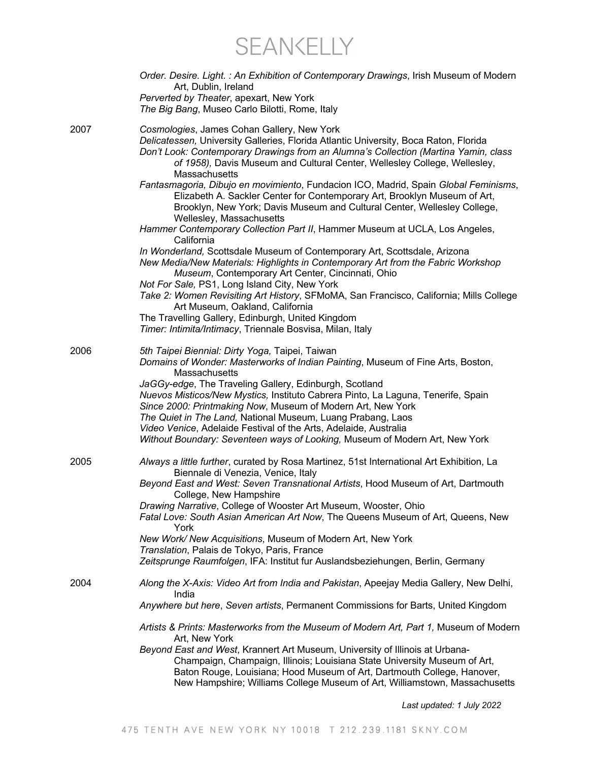*Order. Desire. Light. : An Exhibition of Contemporary Drawings*, Irish Museum of Modern Art, Dublin, Ireland
*Perverted by Theater*, apexart, New York
*The Big Bang*, Museo Carlo Bilotti, Rome, Italy

2007

*Cosmologies*, James Cohan Gallery, New York
*Delicatessen,* University Galleries, Florida Atlantic University, Boca Raton, Florida
*Don't Look: Contemporary Drawings from an Alumna's Collection (Martina Yamin, class of 1958),* Davis Museum and Cultural Center, Wellesley College, Wellesley, Massachusetts
*Fantasmagoria, Dibujo en movimiento*, Fundacion ICO, Madrid, Spain *Global Feminisms*, Elizabeth A. Sackler Center for Contemporary Art, Brooklyn Museum of Art, Brooklyn, New York; Davis Museum and Cultural Center, Wellesley College, Wellesley, Massachusetts
*Hammer Contemporary Collection Part II*, Hammer Museum at UCLA, Los Angeles, California
*In Wonderland,* Scottsdale Museum of Contemporary Art, Scottsdale, Arizona
*New Media/New Materials: Highlights in Contemporary Art from the Fabric Workshop Museum*, Contemporary Art Center, Cincinnati, Ohio
*Not For Sale,* PS1, Long Island City, New York
*Take 2: Women Revisiting Art History*, SFMoMA, San Francisco, California; Mills College Art Museum, Oakland, California
The Travelling Gallery, Edinburgh, United Kingdom
*Timer: Intimita/Intimacy*, Triennale Bosvisa, Milan, Italy

2006

*5th Taipei Biennial: Dirty Yoga,* Taipei, Taiwan
*Domains of Wonder: Masterworks of Indian Painting*, Museum of Fine Arts, Boston, Massachusetts
*JaGGy-edge*, The Traveling Gallery, Edinburgh, Scotland
*Nuevos Misticos/New Mystics,* Instituto Cabrera Pinto, La Laguna, Tenerife, Spain
*Since 2000: Printmaking Now*, Museum of Modern Art, New York
*The Quiet in The Land,* National Museum, Luang Prabang, Laos
*Video Venice*, Adelaide Festival of the Arts, Adelaide, Australia
*Without Boundary: Seventeen ways of Looking,* Museum of Modern Art, New York

2005

*Always a little further*, curated by Rosa Martinez, 51st International Art Exhibition, La Biennale di Venezia, Venice, Italy
*Beyond East and West: Seven Transnational Artists*, Hood Museum of Art, Dartmouth College, New Hampshire
*Drawing Narrative*, College of Wooster Art Museum, Wooster, Ohio
*Fatal Love: South Asian American Art Now*, The Queens Museum of Art, Queens, New York
*New Work/ New Acquisitions*, Museum of Modern Art, New York
*Translation*, Palais de Tokyo, Paris, France
*Zeitsprunge Raumfolgen*, IFA: Institut fur Auslandsbeziehungen, Berlin, Germany

2004

*Along the X-Axis: Video Art from India and Pakistan*, Apeejay Media Gallery, New Delhi, India
*Anywhere but here*, *Seven artists*, Permanent Commissions for Barts, United Kingdom

*Artists & Prints: Masterworks from the Museum of Modern Art, Part 1,* Museum of Modern Art, New York
*Beyond East and West*, Krannert Art Museum, University of Illinois at Urbana-Champaign, Champaign, Illinois; Louisiana State University Museum of Art, Baton Rouge, Louisiana; Hood Museum of Art, Dartmouth College, Hanover, New Hampshire; Williams College Museum of Art, Williamstown, Massachusetts

*Last updated: 1 July 2022*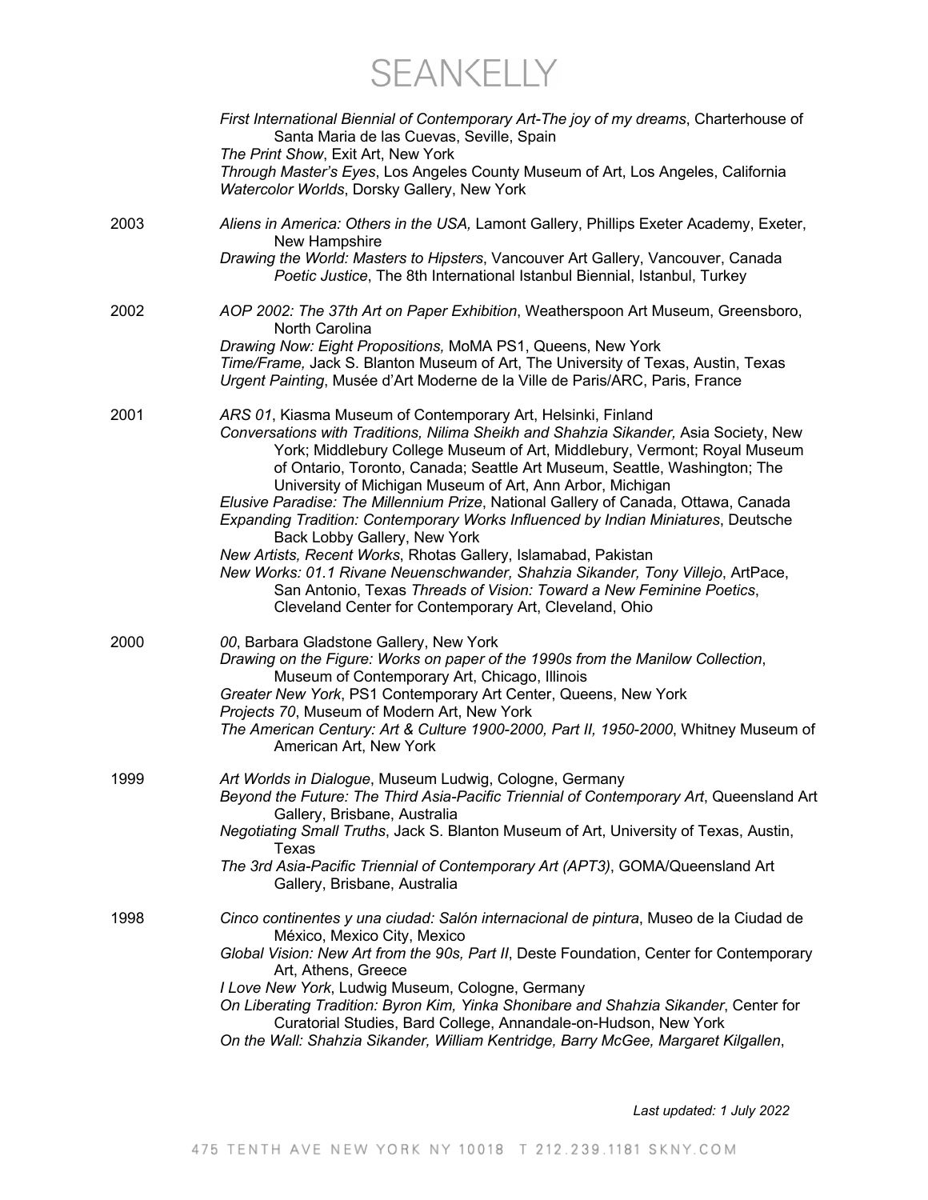*First International Biennial of Contemporary Art-The joy of my dreams*, Charterhouse of Santa Maria de las Cuevas, Seville, Spain
*The Print Show*, Exit Art, New York
*Through Master's Eyes*, Los Angeles County Museum of Art, Los Angeles, California
*Watercolor Worlds*, Dorsky Gallery, New York

2003
*Aliens in America: Others in the USA,* Lamont Gallery, Phillips Exeter Academy, Exeter, New Hampshire
*Drawing the World: Masters to Hipsters*, Vancouver Art Gallery, Vancouver, Canada
*Poetic Justice*, The 8th International Istanbul Biennial, Istanbul, Turkey

2002
*AOP 2002: The 37th Art on Paper Exhibition*, Weatherspoon Art Museum, Greensboro, North Carolina
*Drawing Now: Eight Propositions,* MoMA PS1, Queens, New York
*Time/Frame,* Jack S. Blanton Museum of Art, The University of Texas, Austin, Texas
*Urgent Painting*, Musée d'Art Moderne de la Ville de Paris/ARC, Paris, France

2001
*ARS 01*, Kiasma Museum of Contemporary Art, Helsinki, Finland
*Conversations with Traditions, Nilima Sheikh and Shahzia Sikander,* Asia Society, New York; Middlebury College Museum of Art, Middlebury, Vermont; Royal Museum of Ontario, Toronto, Canada; Seattle Art Museum, Seattle, Washington; The University of Michigan Museum of Art, Ann Arbor, Michigan
*Elusive Paradise: The Millennium Prize*, National Gallery of Canada, Ottawa, Canada
*Expanding Tradition: Contemporary Works Influenced by Indian Miniatures*, Deutsche Back Lobby Gallery, New York
*New Artists, Recent Works*, Rhotas Gallery, Islamabad, Pakistan
*New Works: 01.1 Rivane Neuenschwander, Shahzia Sikander, Tony Villejo*, ArtPace, San Antonio, Texas *Threads of Vision: Toward a New Feminine Poetics*, Cleveland Center for Contemporary Art, Cleveland, Ohio

2000
*00*, Barbara Gladstone Gallery, New York
*Drawing on the Figure: Works on paper of the 1990s from the Manilow Collection*, Museum of Contemporary Art, Chicago, Illinois
*Greater New York*, PS1 Contemporary Art Center, Queens, New York
*Projects 70*, Museum of Modern Art, New York
*The American Century: Art & Culture 1900-2000, Part II, 1950-2000*, Whitney Museum of American Art, New York

1999
*Art Worlds in Dialogue*, Museum Ludwig, Cologne, Germany
*Beyond the Future: The Third Asia-Pacific Triennial of Contemporary Art*, Queensland Art Gallery, Brisbane, Australia
*Negotiating Small Truths*, Jack S. Blanton Museum of Art, University of Texas, Austin, Texas
*The 3rd Asia-Pacific Triennial of Contemporary Art (APT3)*, GOMA/Queensland Art Gallery, Brisbane, Australia

1998
*Cinco continentes y una ciudad: Salón internacional de pintura*, Museo de la Ciudad de México, Mexico City, Mexico
*Global Vision: New Art from the 90s, Part II*, Deste Foundation, Center for Contemporary Art, Athens, Greece
*I Love New York*, Ludwig Museum, Cologne, Germany
*On Liberating Tradition: Byron Kim, Yinka Shonibare and Shahzia Sikander*, Center for Curatorial Studies, Bard College, Annandale-on-Hudson, New York
*On the Wall: Shahzia Sikander, William Kentridge, Barry McGee, Margaret Kilgallen*,

*Last updated: 1 July 2022*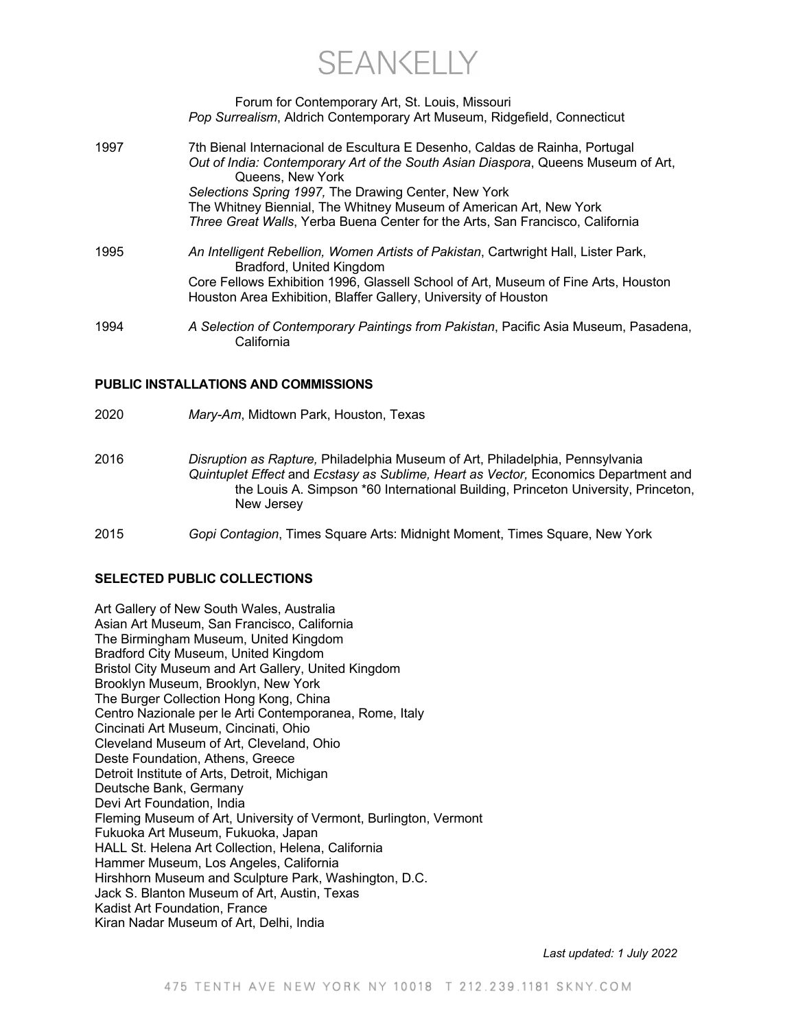Forum for Contemporary Art, St. Louis, Missouri
*Pop Surrealism*, Aldrich Contemporary Art Museum, Ridgefield, Connecticut

1997 7th Bienal Internacional de Escultura E Desenho, Caldas de Rainha, Portugal
*Out of India: Contemporary Art of the South Asian Diaspora*, Queens Museum of Art, Queens, New York
*Selections Spring 1997,* The Drawing Center, New York
The Whitney Biennial, The Whitney Museum of American Art, New York
*Three Great Walls*, Yerba Buena Center for the Arts, San Francisco, California

1995 *An Intelligent Rebellion, Women Artists of Pakistan*, Cartwright Hall, Lister Park, Bradford, United Kingdom
Core Fellows Exhibition 1996, Glassell School of Art, Museum of Fine Arts, Houston
Houston Area Exhibition, Blaffer Gallery, University of Houston

1994 *A Selection of Contemporary Paintings from Pakistan*, Pacific Asia Museum, Pasadena, California

**PUBLIC INSTALLATIONS AND COMMISSIONS**

2020 *Mary-Am*, Midtown Park, Houston, Texas

2016 *Disruption as Rapture,* Philadelphia Museum of Art, Philadelphia, Pennsylvania
*Quintuplet Effect* and *Ecstasy as Sublime, Heart as Vector,* Economics Department and the Louis A. Simpson *60 International Building, Princeton University, Princeton, New Jersey

2015 *Gopi Contagion*, Times Square Arts: Midnight Moment, Times Square, New York

**SELECTED PUBLIC COLLECTIONS**

Art Gallery of New South Wales, Australia
Asian Art Museum, San Francisco, California
The Birmingham Museum, United Kingdom
Bradford City Museum, United Kingdom
Bristol City Museum and Art Gallery, United Kingdom
Brooklyn Museum, Brooklyn, New York
The Burger Collection Hong Kong, China
Centro Nazionale per le Arti Contemporanea, Rome, Italy
Cincinati Art Museum, Cincinati, Ohio
Cleveland Museum of Art, Cleveland, Ohio
Deste Foundation, Athens, Greece
Detroit Institute of Arts, Detroit, Michigan
Deutsche Bank, Germany
Devi Art Foundation, India
Fleming Museum of Art, University of Vermont, Burlington, Vermont
Fukuoka Art Museum, Fukuoka, Japan
HALL St. Helena Art Collection, Helena, California
Hammer Museum, Los Angeles, California
Hirshhorn Museum and Sculpture Park, Washington, D.C.
Jack S. Blanton Museum of Art, Austin, Texas
Kadist Art Foundation, France
Kiran Nadar Museum of Art, Delhi, India

*Last updated: 1 July 2022*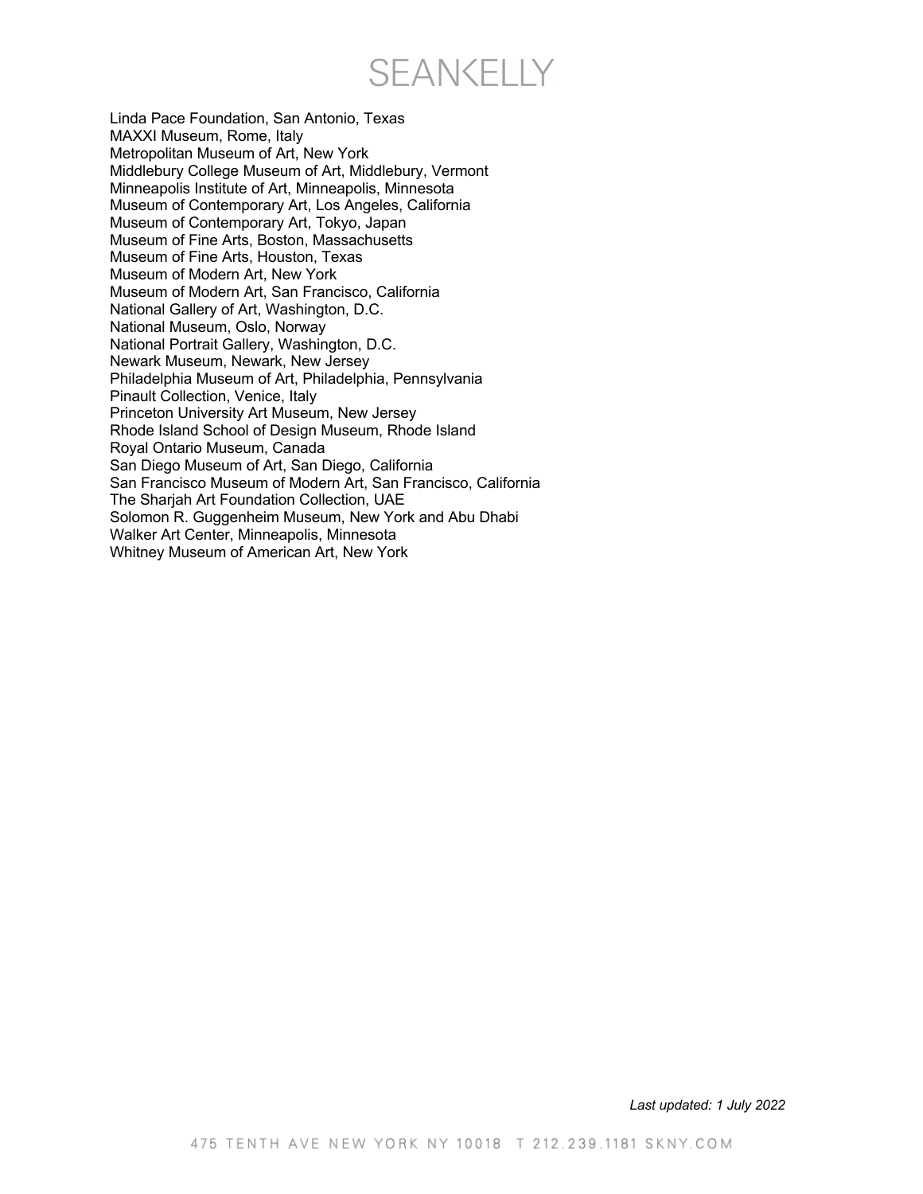Linda Pace Foundation, San Antonio, Texas
MAXXI Museum, Rome, Italy
Metropolitan Museum of Art, New York
Middlebury College Museum of Art, Middlebury, Vermont
Minneapolis Institute of Art, Minneapolis, Minnesota
Museum of Contemporary Art, Los Angeles, California
Museum of Contemporary Art, Tokyo, Japan
Museum of Fine Arts, Boston, Massachusetts
Museum of Fine Arts, Houston, Texas
Museum of Modern Art, New York
Museum of Modern Art, San Francisco, California
National Gallery of Art, Washington, D.C.
National Museum, Oslo, Norway
National Portrait Gallery, Washington, D.C.
Newark Museum, Newark, New Jersey
Philadelphia Museum of Art, Philadelphia, Pennsylvania
Pinault Collection, Venice, Italy
Princeton University Art Museum, New Jersey
Rhode Island School of Design Museum, Rhode Island
Royal Ontario Museum, Canada
San Diego Museum of Art, San Diego, California
San Francisco Museum of Modern Art, San Francisco, California
The Sharjah Art Foundation Collection, UAE
Solomon R. Guggenheim Museum, New York and Abu Dhabi
Walker Art Center, Minneapolis, Minnesota
Whitney Museum of American Art, New York

*Last updated: 1 July 2022*